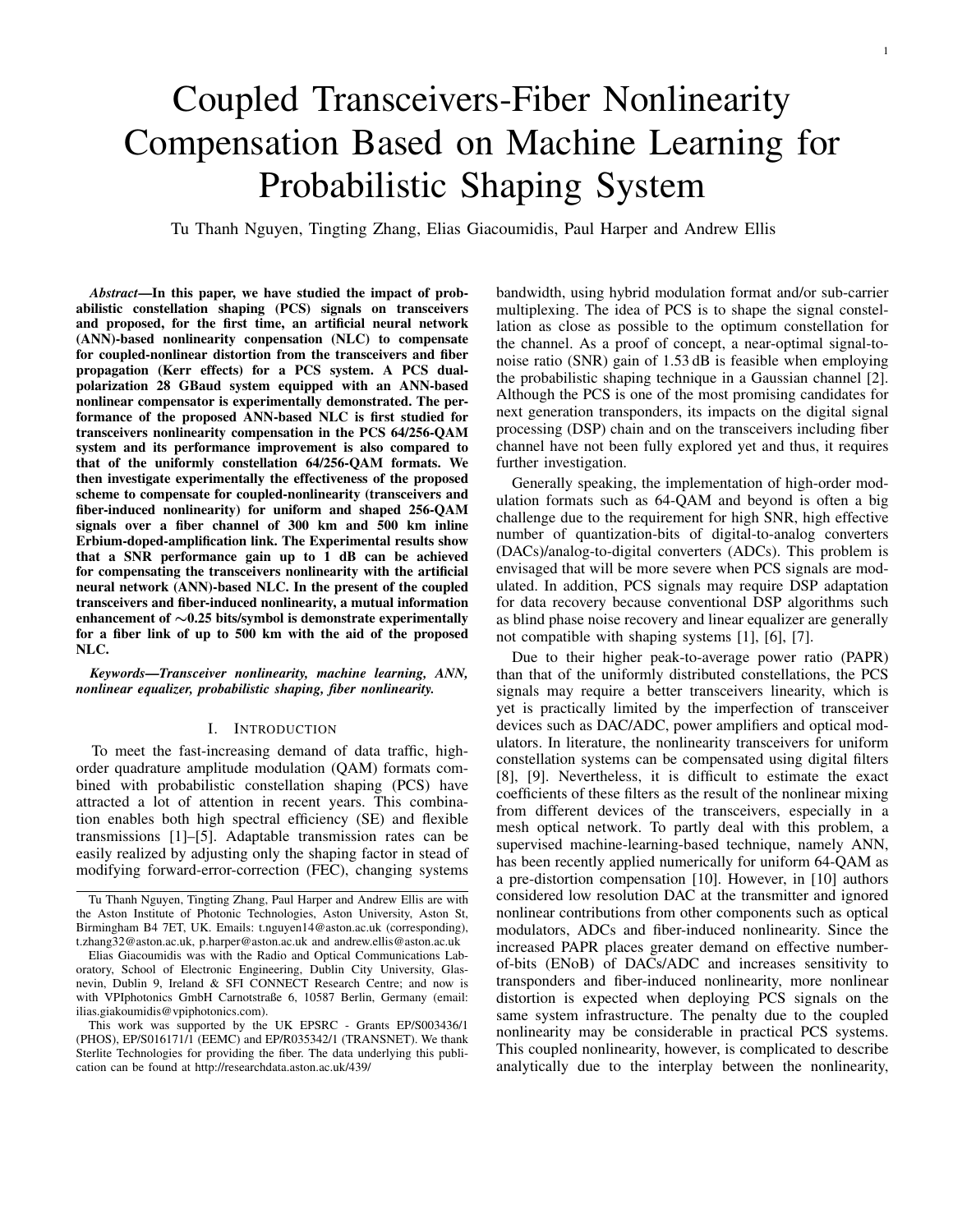# Coupled Transceivers-Fiber Nonlinearity Compensation Based on Machine Learning for Probabilistic Shaping System

Tu Thanh Nguyen, Tingting Zhang, Elias Giacoumidis, Paul Harper and Andrew Ellis

***Abstract*—In this paper, we have studied the impact of probabilistic constellation shaping (PCS) signals on transceivers and proposed, for the first time, an artificial neural network (ANN)-based nonlinearity conpensation (NLC) to compensate for coupled-nonlinear distortion from the transceivers and fiber propagation (Kerr effects) for a PCS system. A PCS dual-polarization 28 GBaud system equipped with an ANN-based nonlinear compensator is experimentally demonstrated. The performance of the proposed ANN-based NLC is first studied for transceivers nonlinearity compensation in the PCS 64/256-QAM system and its performance improvement is also compared to that of the uniformly constellation 64/256-QAM formats. We then investigate experimentally the effectiveness of the proposed scheme to compensate for coupled-nonlinearity (transceivers and fiber-induced nonlinearity) for uniform and shaped 256-QAM signals over a fiber channel of 300 km and 500 km inline Erbium-doped-amplification link. The Experimental results show that a SNR performance gain up to 1 dB can be achieved for compensating the transceivers nonlinearity with the artificial neural network (ANN)-based NLC. In the present of the coupled transceivers and fiber-induced nonlinearity, a mutual information enhancement of ∼0.25 bits/symbol is demonstrate experimentally for a fiber link of up to 500 km with the aid of the proposed NLC.**

***Keywords*—*Transceiver nonlinearity, machine learning, ANN, nonlinear equalizer, probabilistic shaping, fiber nonlinearity.***

## I. Introduction

To meet the fast-increasing demand of data traffic, high-order quadrature amplitude modulation (QAM) formats combined with probabilistic constellation shaping (PCS) have attracted a lot of attention in recent years. This combination enables both high spectral efficiency (SE) and flexible transmissions [1]–[5]. Adaptable transmission rates can be easily realized by adjusting only the shaping factor in stead of modifying forward-error-correction (FEC), changing systems bandwidth, using hybrid modulation format and/or sub-carrier multiplexing. The idea of PCS is to shape the signal constellation as close as possible to the optimum constellation for the channel. As a proof of concept, a near-optimal signal-to-noise ratio (SNR) gain of 1.53 dB is feasible when employing the probabilistic shaping technique in a Gaussian channel [2]. Although the PCS is one of the most promising candidates for next generation transponders, its impacts on the digital signal processing (DSP) chain and on the transceivers including fiber channel have not been fully explored yet and thus, it requires further investigation.

Generally speaking, the implementation of high-order modulation formats such as 64-QAM and beyond is often a big challenge due to the requirement for high SNR, high effective number of quantization-bits of digital-to-analog converters (DACs)/analog-to-digital converters (ADCs). This problem is envisaged that will be more severe when PCS signals are modulated. In addition, PCS signals may require DSP adaptation for data recovery because conventional DSP algorithms such as blind phase noise recovery and linear equalizer are generally not compatible with shaping systems [1], [6], [7].

Due to their higher peak-to-average power ratio (PAPR) than that of the uniformly distributed constellations, the PCS signals may require a better transceivers linearity, which is yet is practically limited by the imperfection of transceiver devices such as DAC/ADC, power amplifiers and optical modulators. In literature, the nonlinearity transceivers for uniform constellation systems can be compensated using digital filters [8], [9]. Nevertheless, it is difficult to estimate the exact coefficients of these filters as the result of the nonlinear mixing from different devices of the transceivers, especially in a mesh optical network. To partly deal with this problem, a supervised machine-learning-based technique, namely ANN, has been recently applied numerically for uniform 64-QAM as a pre-distortion compensation [10]. However, in [10] authors considered low resolution DAC at the transmitter and ignored nonlinear contributions from other components such as optical modulators, ADCs and fiber-induced nonlinearity. Since the increased PAPR places greater demand on effective number-of-bits (ENoB) of DACs/ADC and increases sensitivity to transponders and fiber-induced nonlinearity, more nonlinear distortion is expected when deploying PCS signals on the same system infrastructure. The penalty due to the coupled nonlinearity may be considerable in practical PCS systems. This coupled nonlinearity, however, is complicated to describe analytically due to the interplay between the nonlinearity,

---

Tu Thanh Nguyen, Tingting Zhang, Paul Harper and Andrew Ellis are with the Aston Institute of Photonic Technologies, Aston University, Aston St, Birmingham B4 7ET, UK. Emails: t.nguyen14@aston.ac.uk (corresponding), t.zhang32@aston.ac.uk, p.harper@aston.ac.uk and andrew.ellis@aston.ac.uk

Elias Giacoumidis was with the Radio and Optical Communications Laboratory, School of Electronic Engineering, Dublin City University, Glasnevin, Dublin 9, Ireland & SFI CONNECT Research Centre; and now is with VPIphotonics GmbH Carnotstraße 6, 10587 Berlin, Germany (email: ilias.giakoumidis@vpiphotonics.com).

This work was supported by the UK EPSRC - Grants EP/S003436/1 (PHOS), EP/S016171/1 (EEMC) and EP/R035342/1 (TRANSNET). We thank Sterlite Technologies for providing the fiber. The data underlying this publication can be found at http://researchdata.aston.ac.uk/439/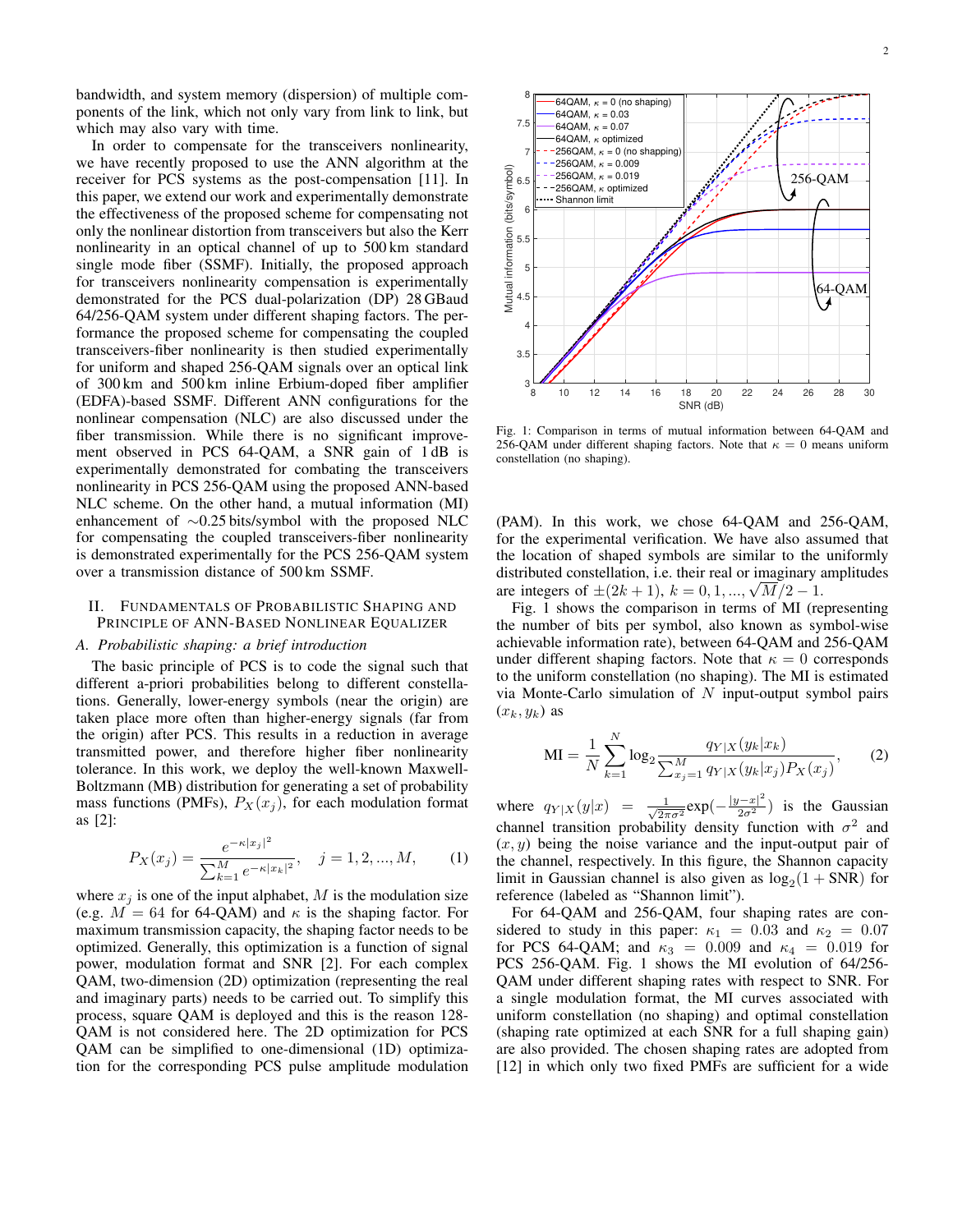bandwidth, and system memory (dispersion) of multiple components of the link, which not only vary from link to link, but which may also vary with time.

In order to compensate for the transceivers nonlinearity, we have recently proposed to use the ANN algorithm at the receiver for PCS systems as the post-compensation [11]. In this paper, we extend our work and experimentally demonstrate the effectiveness of the proposed scheme for compensating not only the nonlinear distortion from transceivers but also the Kerr nonlinearity in an optical channel of up to 500 km standard single mode fiber (SSMF). Initially, the proposed approach for transceivers nonlinearity compensation is experimentally demonstrated for the PCS dual-polarization (DP) 28 GBaud 64/256-QAM system under different shaping factors. The performance the proposed scheme for compensating the coupled transceivers-fiber nonlinearity is then studied experimentally for uniform and shaped 256-QAM signals over an optical link of 300 km and 500 km inline Erbium-doped fiber amplifier (EDFA)-based SSMF. Different ANN configurations for the nonlinear compensation (NLC) are also discussed under the fiber transmission. While there is no significant improvement observed in PCS 64-QAM, a SNR gain of 1 dB is experimentally demonstrated for combating the transceivers nonlinearity in PCS 256-QAM using the proposed ANN-based NLC scheme. On the other hand, a mutual information (MI) enhancement of ∼0.25 bits/symbol with the proposed NLC for compensating the coupled transceivers-fiber nonlinearity is demonstrated experimentally for the PCS 256-QAM system over a transmission distance of 500 km SSMF.

## II. Fundamentals of Probabilistic Shaping and Principle of ANN-Based Nonlinear Equalizer

### A. Probabilistic shaping: a brief introduction

The basic principle of PCS is to code the signal such that different a-priori probabilities belong to different constellations. Generally, lower-energy symbols (near the origin) are taken place more often than higher-energy signals (far from the origin) after PCS. This results in a reduction in average transmitted power, and therefore higher fiber nonlinearity tolerance. In this work, we deploy the well-known Maxwell-Boltzmann (MB) distribution for generating a set of probability mass functions (PMFs), $P_X(x_j)$, for each modulation format as [2]:

$$P_X(x_j) = \frac{e^{-\kappa|x_j|^2}}{\sum_{k=1}^{M} e^{-\kappa|x_k|^2}}, \quad j = 1, 2, ..., M, \tag{1}$$

where $x_j$ is one of the input alphabet, $M$ is the modulation size (e.g. $M = 64$ for 64-QAM) and $\kappa$ is the shaping factor. For maximum transmission capacity, the shaping factor needs to be optimized. Generally, this optimization is a function of signal power, modulation format and SNR [2]. For each complex QAM, two-dimension (2D) optimization (representing the real and imaginary parts) needs to be carried out. To simplify this process, square QAM is deployed and this is the reason 128-QAM is not considered here. The 2D optimization for PCS QAM can be simplified to one-dimensional (1D) optimization for the corresponding PCS pulse amplitude modulation (PAM). In this work, we chose 64-QAM and 256-QAM, for the experimental verification. We have also assumed that the location of shaped symbols are similar to the uniformly distributed constellation, i.e. their real or imaginary amplitudes are integers of $\pm(2k+1)$, $k = 0, 1, ..., \sqrt{M}/2 - 1$.

Fig. 1: Comparison in terms of mutual information between 64-QAM and 256-QAM under different shaping factors. Note that $\kappa = 0$ means uniform constellation (no shaping).

Fig. 1 shows the comparison in terms of MI (representing the number of bits per symbol, also known as symbol-wise achievable information rate), between 64-QAM and 256-QAM under different shaping factors. Note that $\kappa = 0$ corresponds to the uniform constellation (no shaping). The MI is estimated via Monte-Carlo simulation of $N$ input-output symbol pairs $(x_k, y_k)$ as

$$\text{MI} = \frac{1}{N}\sum_{k=1}^{N} \log_2 \frac{q_{Y|X}(y_k|x_k)}{\sum_{x_j=1}^{M} q_{Y|X}(y_k|x_j)P_X(x_j)}, \tag{2}$$

where $q_{Y|X}(y|x) = \frac{1}{\sqrt{2\pi\sigma^2}}\exp(-\frac{|y-x|^2}{2\sigma^2})$ is the Gaussian channel transition probability density function with $\sigma^2$ and $(x, y)$ being the noise variance and the input-output pair of the channel, respectively. In this figure, the Shannon capacity limit in Gaussian channel is also given as $\log_2(1 + \text{SNR})$ for reference (labeled as "Shannon limit").

For 64-QAM and 256-QAM, four shaping rates are considered to study in this paper: $\kappa_1 = 0.03$ and $\kappa_2 = 0.07$ for PCS 64-QAM; and $\kappa_3 = 0.009$ and $\kappa_4 = 0.019$ for PCS 256-QAM. Fig. 1 shows the MI evolution of 64/256-QAM under different shaping rates with respect to SNR. For a single modulation format, the MI curves associated with uniform constellation (no shaping) and optimal constellation (shaping rate optimized at each SNR for a full shaping gain) are also provided. The chosen shaping rates are adopted from [12] in which only two fixed PMFs are sufficient for a wide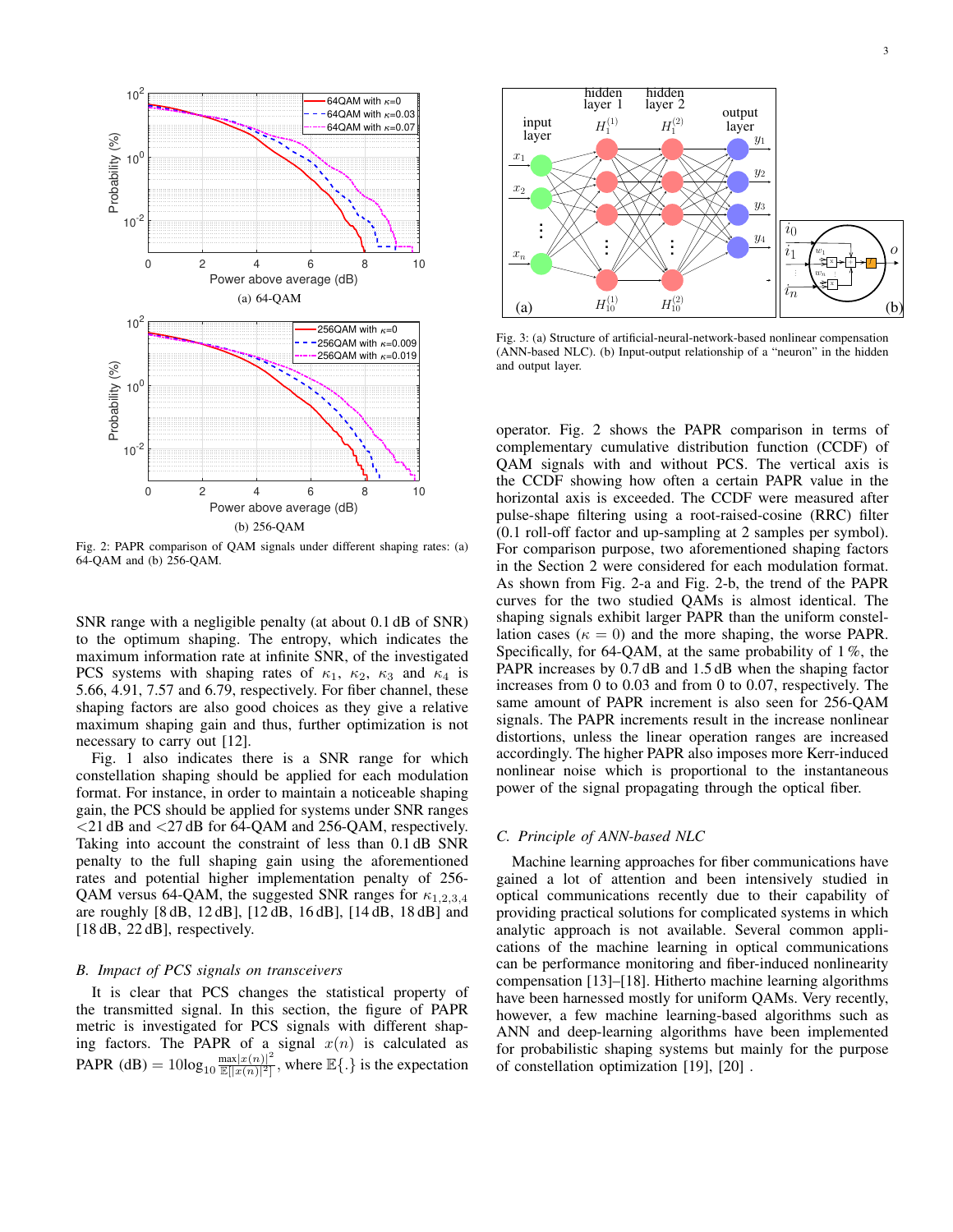Fig. 2: PAPR comparison of QAM signals under different shaping rates: (a) 64-QAM and (b) 256-QAM.

SNR range with a negligible penalty (at about 0.1 dB of SNR) to the optimum shaping. The entropy, which indicates the maximum information rate at infinite SNR, of the investigated PCS systems with shaping rates of $\kappa_1$, $\kappa_2$, $\kappa_3$ and $\kappa_4$ is 5.66, 4.91, 7.57 and 6.79, respectively. For fiber channel, these shaping factors are also good choices as they give a relative maximum shaping gain and thus, further optimization is not necessary to carry out [12].

Fig. 1 also indicates there is a SNR range for which constellation shaping should be applied for each modulation format. For instance, in order to maintain a noticeable shaping gain, the PCS should be applied for systems under SNR ranges <21 dB and <27 dB for 64-QAM and 256-QAM, respectively. Taking into account the constraint of less than 0.1 dB SNR penalty to the full shaping gain using the aforementioned rates and potential higher implementation penalty of 256-QAM versus 64-QAM, the suggested SNR ranges for $\kappa_{1,2,3,4}$ are roughly [8 dB, 12 dB], [12 dB, 16 dB], [14 dB, 18 dB] and [18 dB, 22 dB], respectively.

### B. Impact of PCS signals on transceivers

It is clear that PCS changes the statistical property of the transmitted signal. In this section, the figure of PAPR metric is investigated for PCS signals with different shaping factors. The PAPR of a signal $x(n)$ is calculated as PAPR (dB) $= 10\log_{10}\frac{\max|x(n)|^2}{\mathbb{E}[|x(n)|^2]}$, where $\mathbb{E}\{.\}$ is the expectation operator. Fig. 2 shows the PAPR comparison in terms of complementary cumulative distribution function (CCDF) of QAM signals with and without PCS. The vertical axis is the CCDF showing how often a certain PAPR value in the horizontal axis is exceeded. The CCDF were measured after pulse-shape filtering using a root-raised-cosine (RRC) filter (0.1 roll-off factor and up-sampling at 2 samples per symbol). For comparison purpose, two aforementioned shaping factors in the Section 2 were considered for each modulation format. As shown from Fig. 2-a and Fig. 2-b, the trend of the PAPR curves for the two studied QAMs is almost identical. The shaping signals exhibit larger PAPR than the uniform constellation cases ($\kappa = 0$) and the more shaping, the worse PAPR. Specifically, for 64-QAM, at the same probability of 1 %, the PAPR increases by 0.7 dB and 1.5 dB when the shaping factor increases from 0 to 0.03 and from 0 to 0.07, respectively. The same amount of PAPR increment is also seen for 256-QAM signals. The PAPR increments result in the increase nonlinear distortions, unless the linear operation ranges are increased accordingly. The higher PAPR also imposes more Kerr-induced nonlinear noise which is proportional to the instantaneous power of the signal propagating through the optical fiber.

Fig. 3: (a) Structure of artificial-neural-network-based nonlinear compensation (ANN-based NLC). (b) Input-output relationship of a "neuron" in the hidden and output layer.

### C. Principle of ANN-based NLC

Machine learning approaches for fiber communications have gained a lot of attention and been intensively studied in optical communications recently due to their capability of providing practical solutions for complicated systems in which analytic approach is not available. Several common applications of the machine learning in optical communications can be performance monitoring and fiber-induced nonlinearity compensation [13]–[18]. Hitherto machine learning algorithms have been harnessed mostly for uniform QAMs. Very recently, however, a few machine learning-based algorithms such as ANN and deep-learning algorithms have been implemented for probabilistic shaping systems but mainly for the purpose of constellation optimization [19], [20] .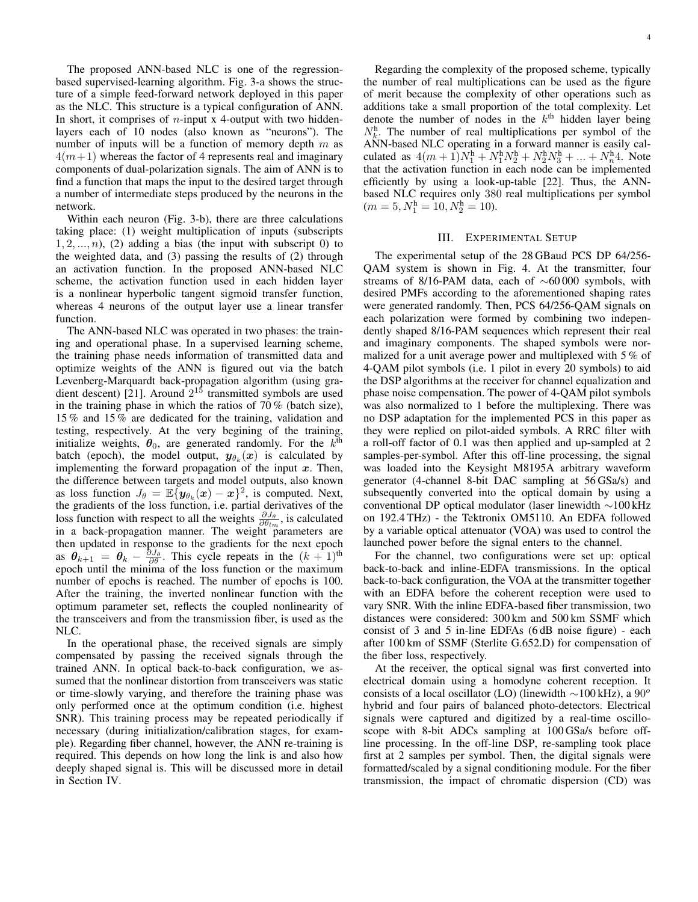The proposed ANN-based NLC is one of the regression-based supervised-learning algorithm. Fig. 3-a shows the structure of a simple feed-forward network deployed in this paper as the NLC. This structure is a typical configuration of ANN. In short, it comprises of $n$-input x 4-output with two hidden-layers each of 10 nodes (also known as "neurons"). The number of inputs will be a function of memory depth $m$ as $4(m+1)$ whereas the factor of 4 represents real and imaginary components of dual-polarization signals. The aim of ANN is to find a function that maps the input to the desired target through a number of intermediate steps produced by the neurons in the network.

Within each neuron (Fig. 3-b), there are three calculations taking place: (1) weight multiplication of inputs (subscripts $1, 2, ..., n$), (2) adding a bias (the input with subscript 0) to the weighted data, and (3) passing the results of (2) through an activation function. In the proposed ANN-based NLC scheme, the activation function used in each hidden layer is a nonlinear hyperbolic tangent sigmoid transfer function, whereas 4 neurons of the output layer use a linear transfer function.

The ANN-based NLC was operated in two phases: the training and operational phase. In a supervised learning scheme, the training phase needs information of transmitted data and optimize weights of the ANN is figured out via the batch Levenberg-Marquardt back-propagation algorithm (using gradient descent) [21]. Around $2^{15}$ transmitted symbols are used in the training phase in which the ratios of 70 % (batch size), 15 % and 15 % are dedicated for the training, validation and testing, respectively. At the very begining of the training, initialize weights, $\boldsymbol{\theta}_0$, are generated randomly. For the $k^{\text{th}}$ batch (epoch), the model output, $\boldsymbol{y}_{\theta_k}(\boldsymbol{x})$ is calculated by implementing the forward propagation of the input $\boldsymbol{x}$. Then, the difference between targets and model outputs, also known as loss function $J_\theta = \mathbb{E}\{\boldsymbol{y}_{\theta_k}(\boldsymbol{x}) - \boldsymbol{x}\}^2$, is computed. Next, the gradients of the loss function, i.e. partial derivatives of the loss function with respect to all the weights $\frac{\partial J_\theta}{\partial \theta_{lm}}$, is calculated in a back-propagation manner. The weight parameters are then updated in response to the gradients for the next epoch as $\boldsymbol{\theta}_{k+1} = \boldsymbol{\theta}_k - \frac{\partial J_\theta}{\partial \theta}$. This cycle repeats in the $(k+1)^{\text{th}}$ epoch until the minima of the loss function or the maximum number of epochs is reached. The number of epochs is 100. After the training, the inverted nonlinear function with the optimum parameter set, reflects the coupled nonlinearity of the transceivers and from the transmission fiber, is used as the NLC.

In the operational phase, the received signals are simply compensated by passing the received signals through the trained ANN. In optical back-to-back configuration, we assumed that the nonlinear distortion from transceivers was static or time-slowly varying, and therefore the training phase was only performed once at the optimum condition (i.e. highest SNR). This training process may be repeated periodically if necessary (during initialization/calibration stages, for example). Regarding fiber channel, however, the ANN re-training is required. This depends on how long the link is and also how deeply shaped signal is. This will be discussed more in detail in Section IV.

Regarding the complexity of the proposed scheme, typically the number of real multiplications can be used as the figure of merit because the complexity of other operations such as additions take a small proportion of the total complexity. Let denote the number of nodes in the $k^{\text{th}}$ hidden layer being $N^{\text{h}}_k$. The number of real multiplications per symbol of the ANN-based NLC operating in a forward manner is easily calculated as $4(m+1)N^{\text{h}}_1 + N^{\text{h}}_1 N^{\text{h}}_2 + N^{\text{h}}_2 N^{\text{h}}_3 + ... + N^{\text{h}}_n 4$. Note that the activation function in each node can be implemented efficiently by using a look-up-table [22]. Thus, the ANN-based NLC requires only 380 real multiplications per symbol ($m = 5, N^{\text{h}}_1 = 10, N^{\text{h}}_2 = 10$).

## III. Experimental Setup

The experimental setup of the 28 GBaud PCS DP 64/256-QAM system is shown in Fig. 4. At the transmitter, four streams of 8/16-PAM data, each of ∼60 000 symbols, with desired PMFs according to the aforementioned shaping rates were generated randomly. Then, PCS 64/256-QAM signals on each polarization were formed by combining two independently shaped 8/16-PAM sequences which represent their real and imaginary components. The shaped symbols were normalized for a unit average power and multiplexed with 5 % of 4-QAM pilot symbols (i.e. 1 pilot in every 20 symbols) to aid the DSP algorithms at the receiver for channel equalization and phase noise compensation. The power of 4-QAM pilot symbols was also normalized to 1 before the multiplexing. There was no DSP adaptation for the implemented PCS in this paper as they were replied on pilot-aided symbols. A RRC filter with a roll-off factor of 0.1 was then applied and up-sampled at 2 samples-per-symbol. After this off-line processing, the signal was loaded into the Keysight M8195A arbitrary waveform generator (4-channel 8-bit DAC sampling at 56 GSa/s) and subsequently converted into the optical domain by using a conventional DP optical modulator (laser linewidth ∼100 kHz on 192.4 THz) - the Tektronix OM5110. An EDFA followed by a variable optical attenuator (VOA) was used to control the launched power before the signal enters to the channel.

For the channel, two configurations were set up: optical back-to-back and inline-EDFA transmissions. In the optical back-to-back configuration, the VOA at the transmitter together with an EDFA before the coherent reception were used to vary SNR. With the inline EDFA-based fiber transmission, two distances were considered: 300 km and 500 km SSMF which consist of 3 and 5 in-line EDFAs (6 dB noise figure) - each after 100 km of SSMF (Sterlite G.652.D) for compensation of the fiber loss, respectively.

At the receiver, the optical signal was first converted into electrical domain using a homodyne coherent reception. It consists of a local oscillator (LO) (linewidth ∼100 kHz), a $90^o$ hybrid and four pairs of balanced photo-detectors. Electrical signals were captured and digitized by a real-time oscilloscope with 8-bit ADCs sampling at 100 GSa/s before off-line processing. In the off-line DSP, re-sampling took place first at 2 samples per symbol. Then, the digital signals were formatted/scaled by a signal conditioning module. For the fiber transmission, the impact of chromatic dispersion (CD) was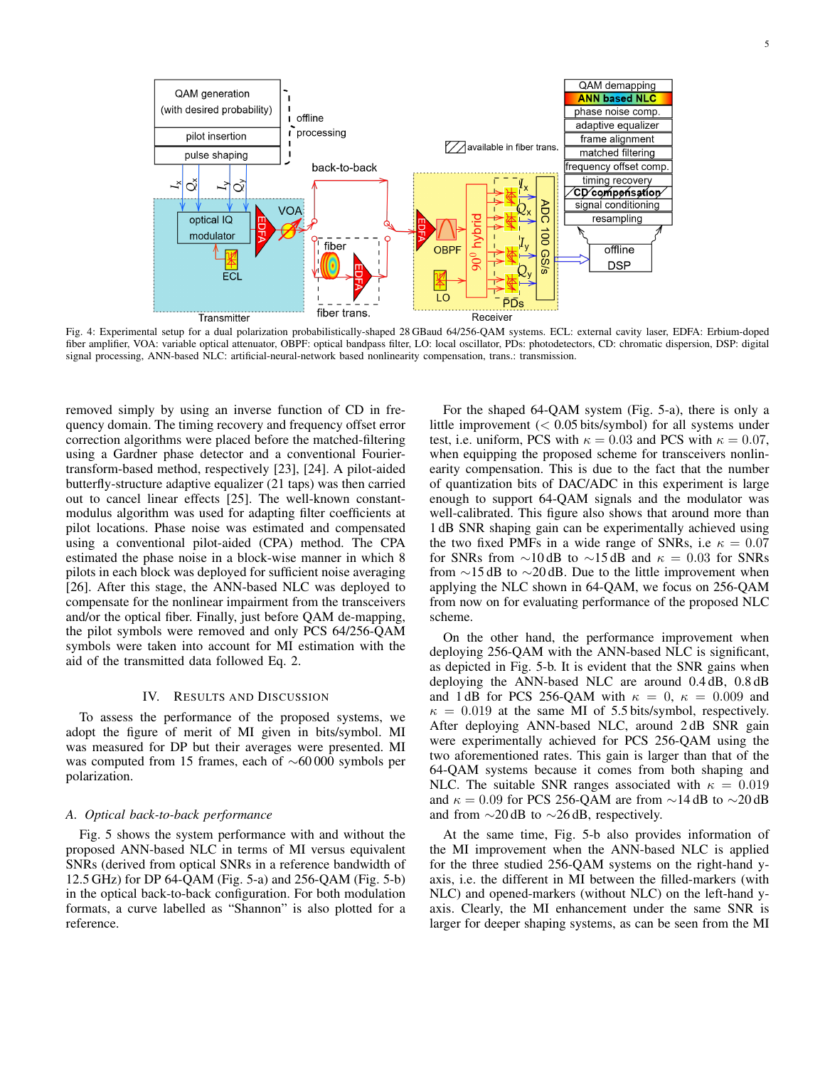Fig. 4: Experimental setup for a dual polarization probabilistically-shaped 28 GBaud 64/256-QAM systems. ECL: external cavity laser, EDFA: Erbium-doped fiber amplifier, VOA: variable optical attenuator, OBPF: optical bandpass filter, LO: local oscillator, PDs: photodetectors, CD: chromatic dispersion, DSP: digital signal processing, ANN-based NLC: artificial-neural-network based nonlinearity compensation, trans.: transmission.

removed simply by using an inverse function of CD in frequency domain. The timing recovery and frequency offset error correction algorithms were placed before the matched-filtering using a Gardner phase detector and a conventional Fourier-transform-based method, respectively [23], [24]. A pilot-aided butterfly-structure adaptive equalizer (21 taps) was then carried out to cancel linear effects [25]. The well-known constant-modulus algorithm was used for adapting filter coefficients at pilot locations. Phase noise was estimated and compensated using a conventional pilot-aided (CPA) method. The CPA estimated the phase noise in a block-wise manner in which 8 pilots in each block was deployed for sufficient noise averaging [26]. After this stage, the ANN-based NLC was deployed to compensate for the nonlinear impairment from the transceivers and/or the optical fiber. Finally, just before QAM de-mapping, the pilot symbols were removed and only PCS 64/256-QAM symbols were taken into account for MI estimation with the aid of the transmitted data followed Eq. 2.

## IV. Results and Discussion

To assess the performance of the proposed systems, we adopt the figure of merit of MI given in bits/symbol. MI was measured for DP but their averages were presented. MI was computed from 15 frames, each of ∼60 000 symbols per polarization.

### A. Optical back-to-back performance

Fig. 5 shows the system performance with and without the proposed ANN-based NLC in terms of MI versus equivalent SNRs (derived from optical SNRs in a reference bandwidth of 12.5 GHz) for DP 64-QAM (Fig. 5-a) and 256-QAM (Fig. 5-b) in the optical back-to-back configuration. For both modulation formats, a curve labelled as "Shannon" is also plotted for a reference.

For the shaped 64-QAM system (Fig. 5-a), there is only a little improvement (< 0.05 bits/symbol) for all systems under test, i.e. uniform, PCS with $\kappa = 0.03$ and PCS with $\kappa = 0.07$, when equipping the proposed scheme for transceivers nonlinearity compensation. This is due to the fact that the number of quantization bits of DAC/ADC in this experiment is large enough to support 64-QAM signals and the modulator was well-calibrated. This figure also shows that around more than 1 dB SNR shaping gain can be experimentally achieved using the two fixed PMFs in a wide range of SNRs, i.e $\kappa = 0.07$ for SNRs from ∼10 dB to ∼15 dB and $\kappa = 0.03$ for SNRs from ∼15 dB to ∼20 dB. Due to the little improvement when applying the NLC shown in 64-QAM, we focus on 256-QAM from now on for evaluating performance of the proposed NLC scheme.

On the other hand, the performance improvement when deploying 256-QAM with the ANN-based NLC is significant, as depicted in Fig. 5-b. It is evident that the SNR gains when deploying the ANN-based NLC are around 0.4 dB, 0.8 dB and 1 dB for PCS 256-QAM with $\kappa = 0$, $\kappa = 0.009$ and $\kappa = 0.019$ at the same MI of 5.5 bits/symbol, respectively. After deploying ANN-based NLC, around 2 dB SNR gain were experimentally achieved for PCS 256-QAM using the two aforementioned rates. This gain is larger than that of the 64-QAM systems because it comes from both shaping and NLC. The suitable SNR ranges associated with $\kappa = 0.019$ and $\kappa = 0.09$ for PCS 256-QAM are from ∼14 dB to ∼20 dB and from ∼20 dB to ∼26 dB, respectively.

At the same time, Fig. 5-b also provides information of the MI improvement when the ANN-based NLC is applied for the three studied 256-QAM systems on the right-hand y-axis, i.e. the different in MI between the filled-markers (with NLC) and opened-markers (without NLC) on the left-hand y-axis. Clearly, the MI enhancement under the same SNR is larger for deeper shaping systems, as can be seen from the MI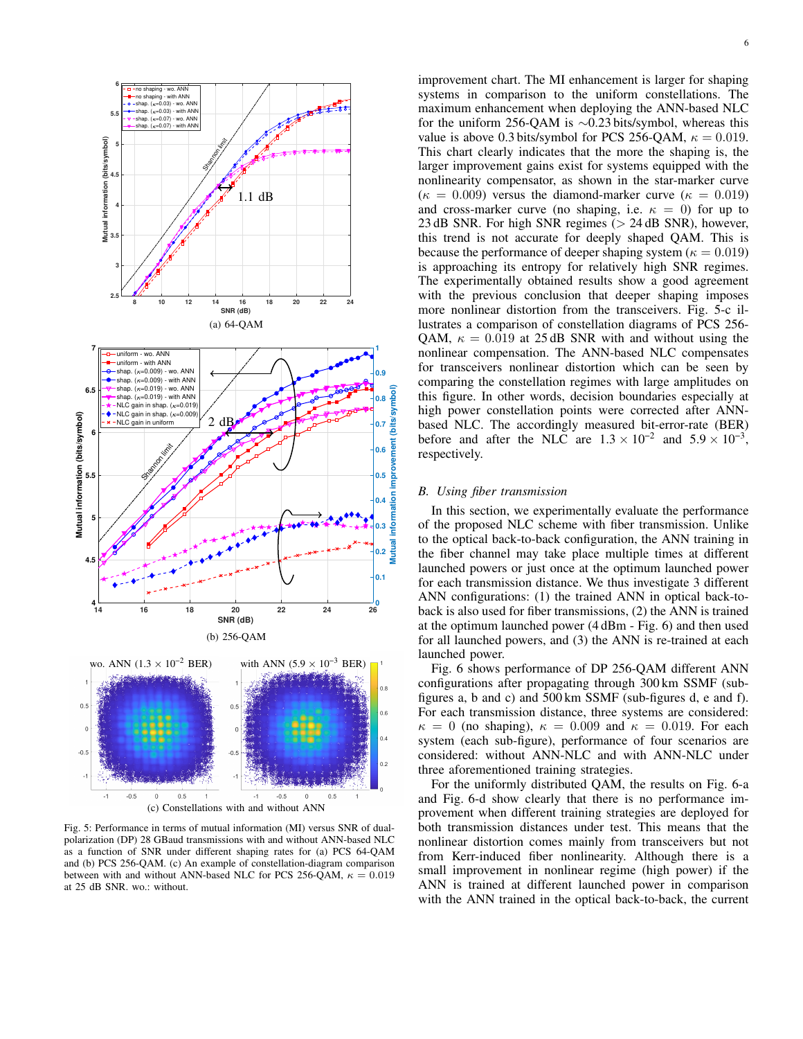improvement chart. The MI enhancement is larger for shaping systems in comparison to the uniform constellations. The maximum enhancement when deploying the ANN-based NLC for the uniform 256-QAM is ∼0.23 bits/symbol, whereas this value is above 0.3 bits/symbol for PCS 256-QAM, $\kappa = 0.019$. This chart clearly indicates that the more the shaping is, the larger improvement gains exist for systems equipped with the nonlinearity compensator, as shown in the star-marker curve ($\kappa = 0.009$) versus the diamond-marker curve ($\kappa = 0.019$) and cross-marker curve (no shaping, i.e. $\kappa = 0$) for up to 23 dB SNR. For high SNR regimes (> 24 dB SNR), however, this trend is not accurate for deeply shaped QAM. This is because the performance of deeper shaping system ($\kappa = 0.019$) is approaching its entropy for relatively high SNR regimes. The experimentally obtained results show a good agreement with the previous conclusion that deeper shaping imposes more nonlinear distortion from the transceivers. Fig. 5-c illustrates a comparison of constellation diagrams of PCS 256-QAM, $\kappa = 0.019$ at 25 dB SNR with and without using the nonlinear compensation. The ANN-based NLC compensates for transceivers nonlinear distortion which can be seen by comparing the constellation regimes with large amplitudes on this figure. In other words, decision boundaries especially at high power constellation points were corrected after ANN-based NLC. The accordingly measured bit-error-rate (BER) before and after the NLC are $1.3 \times 10^{-2}$ and $5.9 \times 10^{-3}$, respectively.

Fig. 5: Performance in terms of mutual information (MI) versus SNR of dual-polarization (DP) 28 GBaud transmissions with and without ANN-based NLC as a function of SNR under different shaping rates for (a) PCS 64-QAM and (b) PCS 256-QAM. (c) An example of constellation-diagram comparison between with and without ANN-based NLC for PCS 256-QAM, $\kappa = 0.019$ at 25 dB SNR. wo.: without.

### B. Using fiber transmission

In this section, we experimentally evaluate the performance of the proposed NLC scheme with fiber transmission. Unlike to the optical back-to-back configuration, the ANN training in the fiber channel may take place multiple times at different launched powers or just once at the optimum launched power for each transmission distance. We thus investigate 3 different ANN configurations: (1) the trained ANN in optical back-to-back is also used for fiber transmissions, (2) the ANN is trained at the optimum launched power (4 dBm - Fig. 6) and then used for all launched powers, and (3) the ANN is re-trained at each launched power.

Fig. 6 shows performance of DP 256-QAM different ANN configurations after propagating through 300 km SSMF (sub-figures a, b and c) and 500 km SSMF (sub-figures d, e and f). For each transmission distance, three systems are considered: $\kappa = 0$ (no shaping), $\kappa = 0.009$ and $\kappa = 0.019$. For each system (each sub-figure), performance of four scenarios are considered: without ANN-NLC and with ANN-NLC under three aforementioned training strategies.

For the uniformly distributed QAM, the results on Fig. 6-a and Fig. 6-d show clearly that there is no performance improvement when different training strategies are deployed for both transmission distances under test. This means that the nonlinear distortion comes mainly from transceivers but not from Kerr-induced fiber nonlinearity. Although there is a small improvement in nonlinear regime (high power) if the ANN is trained at different launched power in comparison with the ANN trained in the optical back-to-back, the current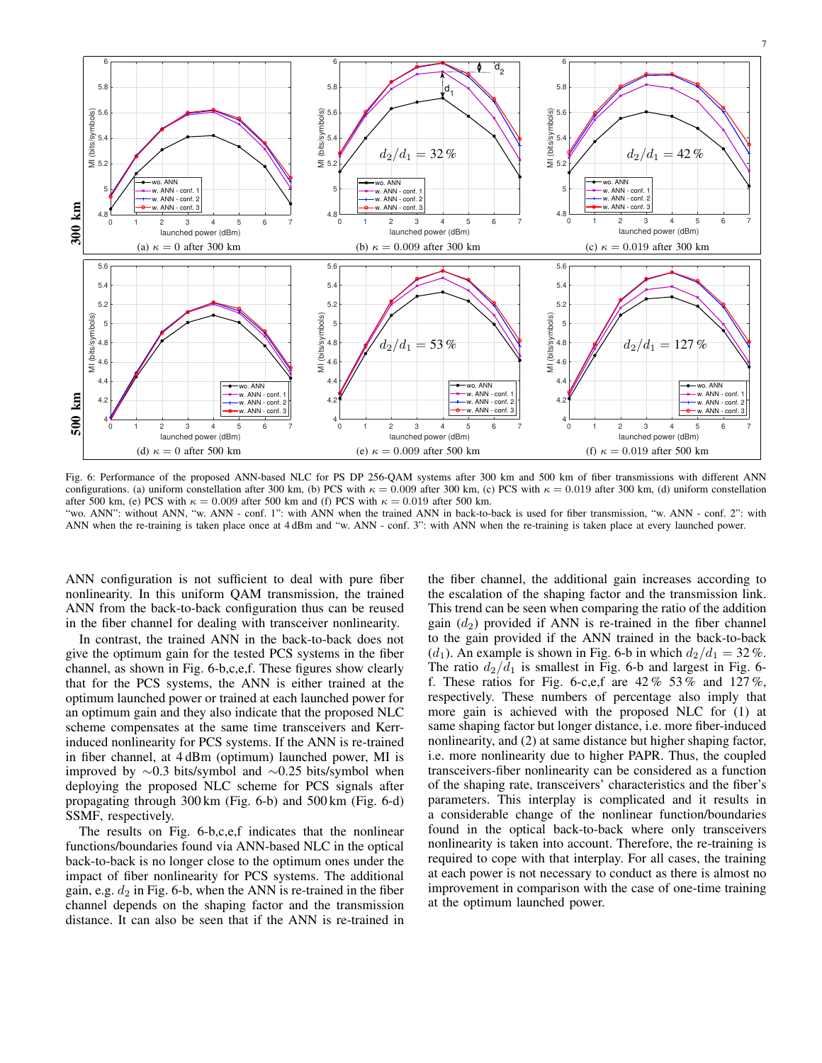Fig. 6: Performance of the proposed ANN-based NLC for PS DP 256-QAM systems after 300 km and 500 km of fiber transmissions with different ANN configurations. (a) uniform constellation after 300 km, (b) PCS with $\kappa = 0.009$ after 300 km, (c) PCS with $\kappa = 0.019$ after 300 km, (d) uniform constellation after 500 km, (e) PCS with $\kappa = 0.009$ after 500 km and (f) PCS with $\kappa = 0.019$ after 500 km.
"wo. ANN": without ANN, "w. ANN - conf. 1": with ANN when the trained ANN in back-to-back is used for fiber transmission, "w. ANN - conf. 2": with ANN when the re-training is taken place once at 4 dBm and "w. ANN - conf. 3": with ANN when the re-training is taken place at every launched power.

ANN configuration is not sufficient to deal with pure fiber nonlinearity. In this uniform QAM transmission, the trained ANN from the back-to-back configuration thus can be reused in the fiber channel for dealing with transceiver nonlinearity.

In contrast, the trained ANN in the back-to-back does not give the optimum gain for the tested PCS systems in the fiber channel, as shown in Fig. 6-b,c,e,f. These figures show clearly that for the PCS systems, the ANN is either trained at the optimum launched power or trained at each launched power for an optimum gain and they also indicate that the proposed NLC scheme compensates at the same time transceivers and Kerr-induced nonlinearity for PCS systems. If the ANN is re-trained in fiber channel, at 4 dBm (optimum) launched power, MI is improved by ∼0.3 bits/symbol and ∼0.25 bits/symbol when deploying the proposed NLC scheme for PCS signals after propagating through 300 km (Fig. 6-b) and 500 km (Fig. 6-d) SSMF, respectively.

The results on Fig. 6-b,c,e,f indicates that the nonlinear functions/boundaries found via ANN-based NLC in the optical back-to-back is no longer close to the optimum ones under the impact of fiber nonlinearity for PCS systems. The additional gain, e.g. $d_2$ in Fig. 6-b, when the ANN is re-trained in the fiber channel depends on the shaping factor and the transmission distance. It can also be seen that if the ANN is re-trained in the fiber channel, the additional gain increases according to the escalation of the shaping factor and the transmission link. This trend can be seen when comparing the ratio of the addition gain ($d_2$) provided if ANN is re-trained in the fiber channel to the gain provided if the ANN trained in the back-to-back ($d_1$). An example is shown in Fig. 6-b in which $d_2/d_1 = 32\,\%$. The ratio $d_2/d_1$ is smallest in Fig. 6-b and largest in Fig. 6-f. These ratios for Fig. 6-c,e,f are $42\,\%$ $53\,\%$ and $127\,\%$, respectively. These numbers of percentage also imply that more gain is achieved with the proposed NLC for (1) at same shaping factor but longer distance, i.e. more fiber-induced nonlinearity, and (2) at same distance but higher shaping factor, i.e. more nonlinearity due to higher PAPR. Thus, the coupled transceivers-fiber nonlinearity can be considered as a function of the shaping rate, transceivers' characteristics and the fiber's parameters. This interplay is complicated and it results in a considerable change of the nonlinear function/boundaries found in the optical back-to-back where only transceivers nonlinearity is taken into account. Therefore, the re-training is required to cope with that interplay. For all cases, the training at each power is not necessary to conduct as there is almost no improvement in comparison with the case of one-time training at the optimum launched power.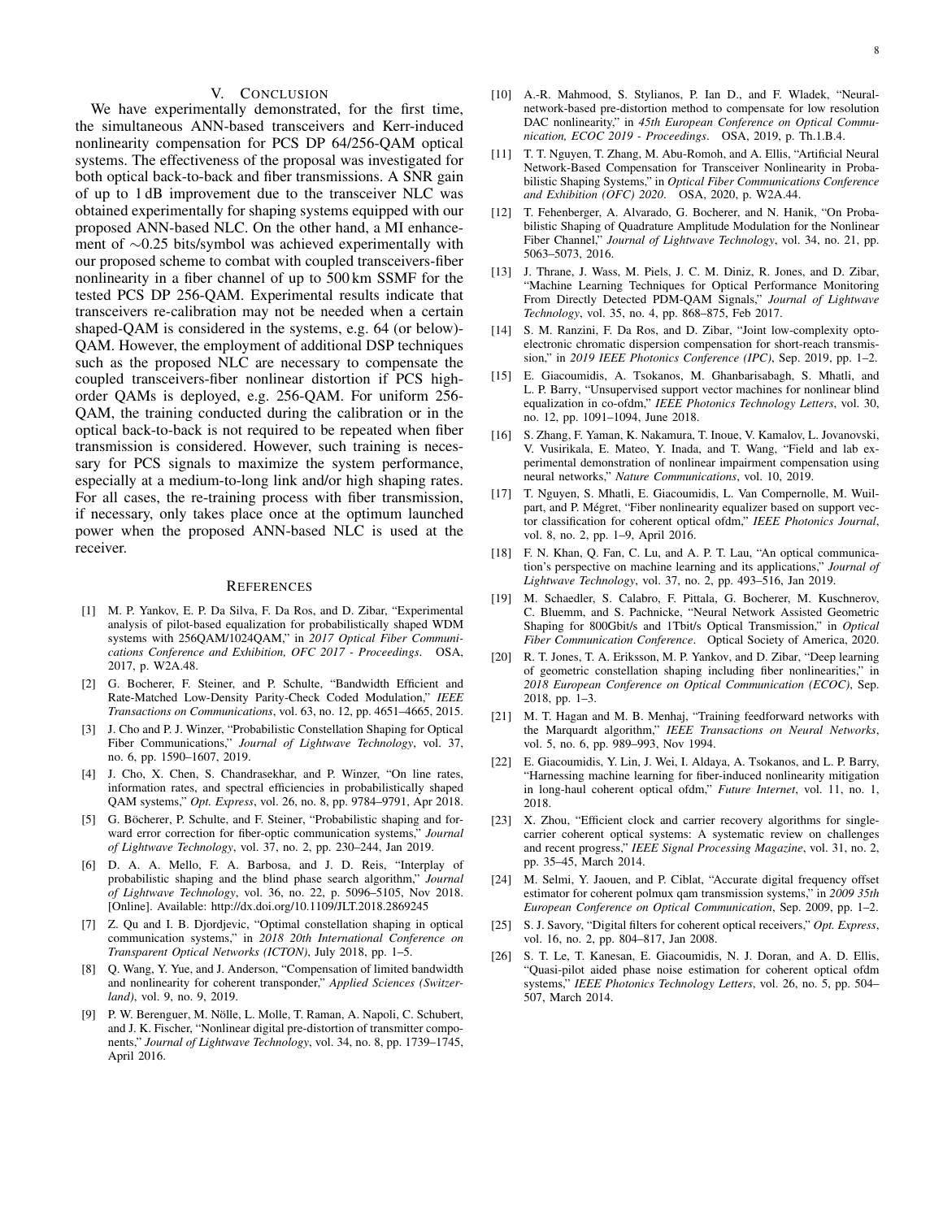## V. Conclusion

We have experimentally demonstrated, for the first time, the simultaneous ANN-based transceivers and Kerr-induced nonlinearity compensation for PCS DP 64/256-QAM optical systems. The effectiveness of the proposal was investigated for both optical back-to-back and fiber transmissions. A SNR gain of up to 1 dB improvement due to the transceiver NLC was obtained experimentally for shaping systems equipped with our proposed ANN-based NLC. On the other hand, a MI enhancement of $\sim$0.25 bits/symbol was achieved experimentally with our proposed scheme to combat with coupled transceivers-fiber nonlinearity in a fiber channel of up to 500 km SSMF for the tested PCS DP 256-QAM. Experimental results indicate that transceivers re-calibration may not be needed when a certain shaped-QAM is considered in the systems, e.g. 64 (or below)-QAM. However, the employment of additional DSP techniques such as the proposed NLC are necessary to compensate the coupled transceivers-fiber nonlinear distortion if PCS high-order QAMs is deployed, e.g. 256-QAM. For uniform 256-QAM, the training conducted during the calibration or in the optical back-to-back is not required to be repeated when fiber transmission is considered. However, such training is necessary for PCS signals to maximize the system performance, especially at a medium-to-long link and/or high shaping rates. For all cases, the re-training process with fiber transmission, if necessary, only takes place once at the optimum launched power when the proposed ANN-based NLC is used at the receiver.

## References

[1] M. P. Yankov, E. P. Da Silva, F. Da Ros, and D. Zibar, "Experimental analysis of pilot-based equalization for probabilistically shaped WDM systems with 256QAM/1024QAM," in *2017 Optical Fiber Communications Conference and Exhibition, OFC 2017 - Proceedings*. OSA, 2017, p. W2A.48.

[2] G. Bocherer, F. Steiner, and P. Schulte, "Bandwidth Efficient and Rate-Matched Low-Density Parity-Check Coded Modulation," *IEEE Transactions on Communications*, vol. 63, no. 12, pp. 4651–4665, 2015.

[3] J. Cho and P. J. Winzer, "Probabilistic Constellation Shaping for Optical Fiber Communications," *Journal of Lightwave Technology*, vol. 37, no. 6, pp. 1590–1607, 2019.

[4] J. Cho, X. Chen, S. Chandrasekhar, and P. Winzer, "On line rates, information rates, and spectral efficiencies in probabilistically shaped QAM systems," *Opt. Express*, vol. 26, no. 8, pp. 9784–9791, Apr 2018.

[5] G. Böcherer, P. Schulte, and F. Steiner, "Probabilistic shaping and forward error correction for fiber-optic communication systems," *Journal of Lightwave Technology*, vol. 37, no. 2, pp. 230–244, Jan 2019.

[6] D. A. A. Mello, F. A. Barbosa, and J. D. Reis, "Interplay of probabilistic shaping and the blind phase search algorithm," *Journal of Lightwave Technology*, vol. 36, no. 22, p. 5096–5105, Nov 2018. [Online]. Available: http://dx.doi.org/10.1109/JLT.2018.2869245

[7] Z. Qu and I. B. Djordjevic, "Optimal constellation shaping in optical communication systems," in *2018 20th International Conference on Transparent Optical Networks (ICTON)*, July 2018, pp. 1–5.

[8] Q. Wang, Y. Yue, and J. Anderson, "Compensation of limited bandwidth and nonlinearity for coherent transponder," *Applied Sciences (Switzerland)*, vol. 9, no. 9, 2019.

[9] P. W. Berenguer, M. Nölle, L. Molle, T. Raman, A. Napoli, C. Schubert, and J. K. Fischer, "Nonlinear digital pre-distortion of transmitter components," *Journal of Lightwave Technology*, vol. 34, no. 8, pp. 1739–1745, April 2016.

[10] A.-R. Mahmood, S. Stylianos, P. Ian D., and F. Wladek, "Neural-network-based pre-distortion method to compensate for low resolution DAC nonlinearity," in *45th European Conference on Optical Communication, ECOC 2019 - Proceedings*. OSA, 2019, p. Th.1.B.4.

[11] T. T. Nguyen, T. Zhang, M. Abu-Romoh, and A. Ellis, "Artificial Neural Network-Based Compensation for Transceiver Nonlinearity in Probabilistic Shaping Systems," in *Optical Fiber Communications Conference and Exhibition (OFC) 2020*. OSA, 2020, p. W2A.44.

[12] T. Fehenberger, A. Alvarado, G. Bocherer, and N. Hanik, "On Probabilistic Shaping of Quadrature Amplitude Modulation for the Nonlinear Fiber Channel," *Journal of Lightwave Technology*, vol. 34, no. 21, pp. 5063–5073, 2016.

[13] J. Thrane, J. Wass, M. Piels, J. C. M. Diniz, R. Jones, and D. Zibar, "Machine Learning Techniques for Optical Performance Monitoring From Directly Detected PDM-QAM Signals," *Journal of Lightwave Technology*, vol. 35, no. 4, pp. 868–875, Feb 2017.

[14] S. M. Ranzini, F. Da Ros, and D. Zibar, "Joint low-complexity opto-electronic chromatic dispersion compensation for short-reach transmission," in *2019 IEEE Photonics Conference (IPC)*, Sep. 2019, pp. 1–2.

[15] E. Giacoumidis, A. Tsokanos, M. Ghanbarisabagh, S. Mhatli, and L. P. Barry, "Unsupervised support vector machines for nonlinear blind equalization in co-ofdm," *IEEE Photonics Technology Letters*, vol. 30, no. 12, pp. 1091–1094, June 2018.

[16] S. Zhang, F. Yaman, K. Nakamura, T. Inoue, V. Kamalov, L. Jovanovski, V. Vusirikala, E. Mateo, Y. Inada, and T. Wang, "Field and lab experimental demonstration of nonlinear impairment compensation using neural networks," *Nature Communications*, vol. 10, 2019.

[17] T. Nguyen, S. Mhatli, E. Giacoumidis, L. Van Compernolle, M. Wuilpart, and P. Mégret, "Fiber nonlinearity equalizer based on support vector classification for coherent optical ofdm," *IEEE Photonics Journal*, vol. 8, no. 2, pp. 1–9, April 2016.

[18] F. N. Khan, Q. Fan, C. Lu, and A. P. T. Lau, "An optical communication's perspective on machine learning and its applications," *Journal of Lightwave Technology*, vol. 37, no. 2, pp. 493–516, Jan 2019.

[19] M. Schaedler, S. Calabro, F. Pittala, G. Bocherer, M. Kuschnerov, C. Bluemm, and S. Pachnicke, "Neural Network Assisted Geometric Shaping for 800Gbit/s and 1Tbit/s Optical Transmission," in *Optical Fiber Communication Conference*. Optical Society of America, 2020.

[20] R. T. Jones, T. A. Eriksson, M. P. Yankov, and D. Zibar, "Deep learning of geometric constellation shaping including fiber nonlinearities," in *2018 European Conference on Optical Communication (ECOC)*, Sep. 2018, pp. 1–3.

[21] M. T. Hagan and M. B. Menhaj, "Training feedforward networks with the Marquardt algorithm," *IEEE Transactions on Neural Networks*, vol. 5, no. 6, pp. 989–993, Nov 1994.

[22] E. Giacoumidis, Y. Lin, J. Wei, I. Aldaya, A. Tsokanos, and L. P. Barry, "Harnessing machine learning for fiber-induced nonlinearity mitigation in long-haul coherent optical ofdm," *Future Internet*, vol. 11, no. 1, 2018.

[23] X. Zhou, "Efficient clock and carrier recovery algorithms for single-carrier coherent optical systems: A systematic review on challenges and recent progress," *IEEE Signal Processing Magazine*, vol. 31, no. 2, pp. 35–45, March 2014.

[24] M. Selmi, Y. Jaouen, and P. Ciblat, "Accurate digital frequency offset estimator for coherent polmux qam transmission systems," in *2009 35th European Conference on Optical Communication*, Sep. 2009, pp. 1–2.

[25] S. J. Savory, "Digital filters for coherent optical receivers," *Opt. Express*, vol. 16, no. 2, pp. 804–817, Jan 2008.

[26] S. T. Le, T. Kanesan, E. Giacoumidis, N. J. Doran, and A. D. Ellis, "Quasi-pilot aided phase noise estimation for coherent optical ofdm systems," *IEEE Photonics Technology Letters*, vol. 26, no. 5, pp. 504–507, March 2014.